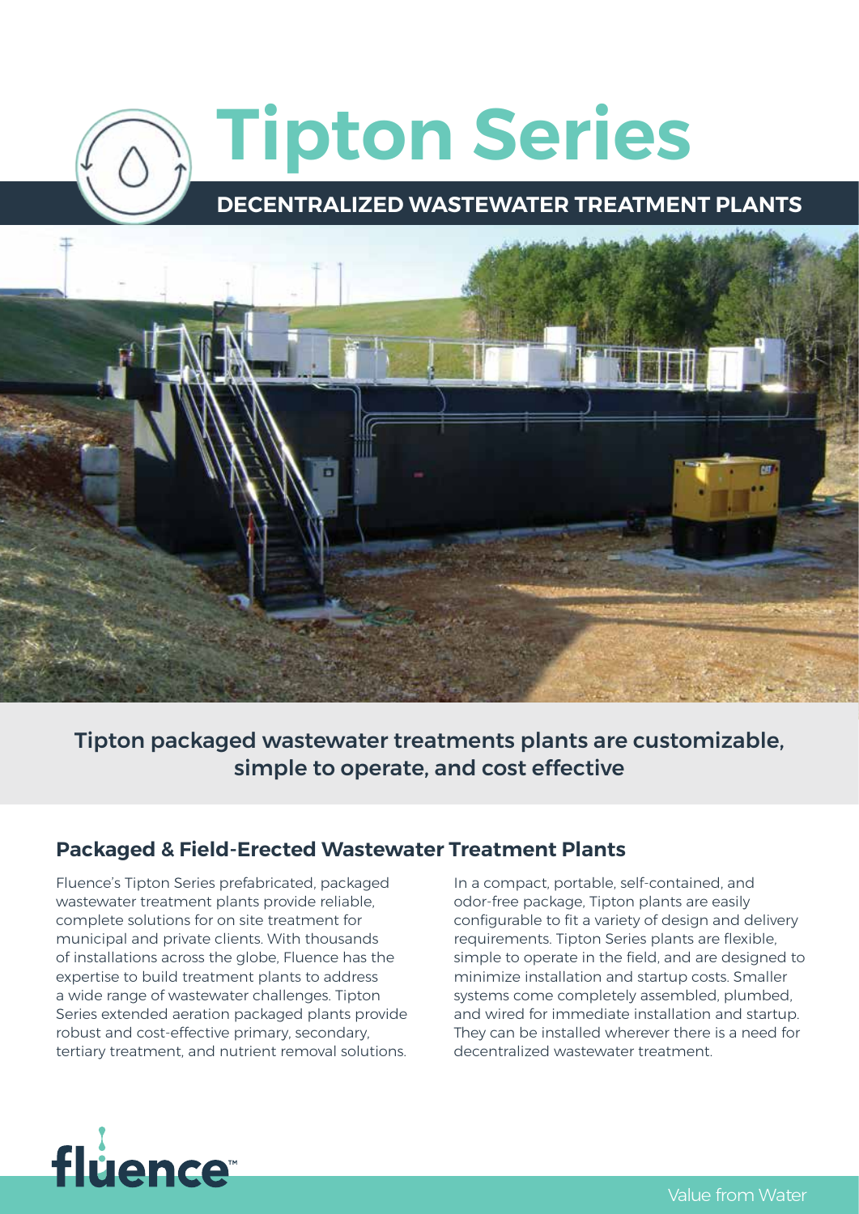# Tipton Series

## DECENTRALIZED WASTEWATER TREATMENT PLANTS

Tipton packaged wastewater treatments plants are customizable, simple to operate, and cost effective

### Packaged & Field-Erected Wastewater Treatment Plants

Fluence's Tipton Series prefabricated, packaged wastewater treatment plants provide reliable, complete solutions for on site treatment for municipal and private clients. With thousands of installations across the globe, Fluence has the expertise to build treatment plants to address a wide range of wastewater challenges. Tipton Series extended aeration packaged plants provide robust and cost-effective primary, secondary, tertiary treatment, and nutrient removal solutions.

In a compact, portable, self-contained, and odor-free package, Tipton plants are easily configurable to fit a variety of design and delivery requirements. Tipton Series plants are flexible, simple to operate in the field, and are designed to minimize installation and startup costs. Smaller systems come completely assembled, plumbed, and wired for immediate installation and startup. They can be installed wherever there is a need for decentralized wastewater treatment.

fluence™

Value from Water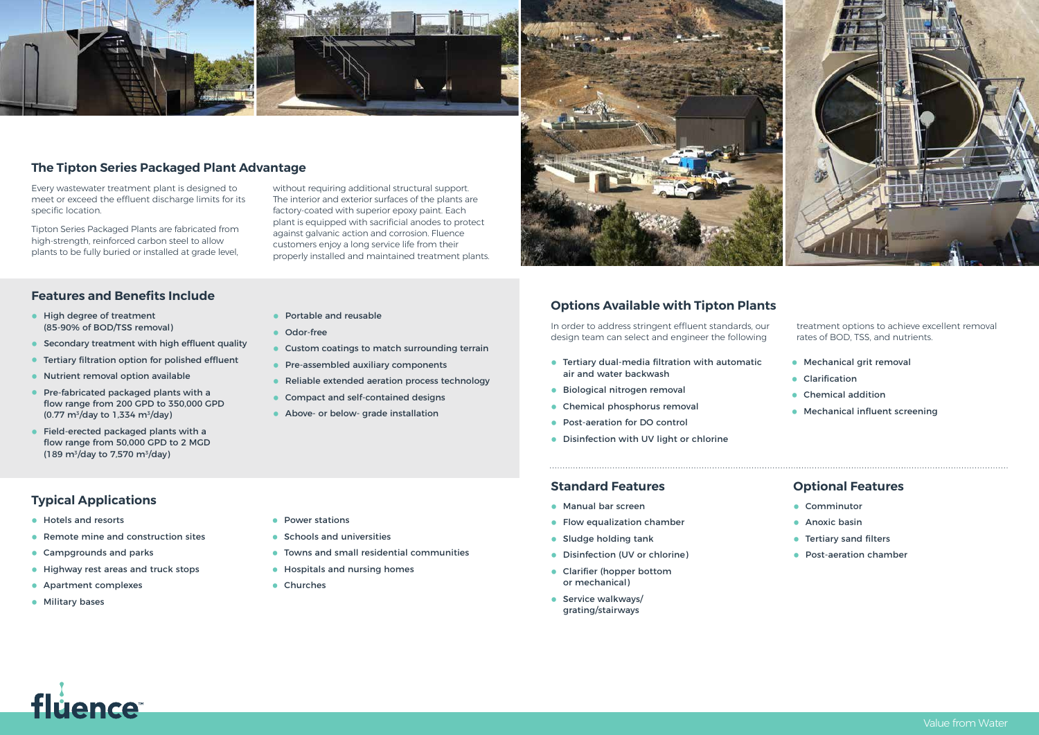## The Tipton Series Packaged Plant Advantage

Every wastewater treatment plant is designed to meet or exceed the effluent discharge limits for its specific location.

Tipton Series Packaged Plants are fabricated from high-strength, reinforced carbon steel to allow plants to be fully buried or installed at grade level, without requiring additional structural support. The interior and exterior surfaces of the plants are factory-coated with superior epoxy paint. Each plant is equipped with sacrificial anodes to protect against galvanic action and corrosion. Fluence customers enjoy a long service life from their properly installed and maintained treatment plants.

## Features and Benefits Include

- High degree of treatment (85-90% of BOD/TSS removal)
- Secondary treatment with high effluent quality
- Tertiary filtration option for polished effluent
- Nutrient removal option available
- Pre-fabricated packaged plants with a flow range from 200 GPD to 350,000 GPD (0.77 $m^3$/day to 1,334 $m^3$/day)
- Field-erected packaged plants with a flow range from 50,000 GPD to 2 MGD (189 $m^3$/day to 7,570 $m^3$/day)
- Portable and reusable
- Odor-free
- Custom coatings to match surrounding terrain
- Pre-assembled auxiliary components
- Reliable extended aeration process technology
- Compact and self-contained designs
- Above- or below- grade installation

## Typical Applications

- Hotels and resorts
- Remote mine and construction sites
- Campgrounds and parks
- Highway rest areas and truck stops
- Apartment complexes
- Military bases
- Power stations
- Schools and universities
- Towns and small residential communities
- Hospitals and nursing homes
- Churches

## Options Available with Tipton Plants

In order to address stringent effluent standards, our design team can select and engineer the following treatment options to achieve excellent removal rates of BOD, TSS, and nutrients.

- Tertiary dual-media filtration with automatic air and water backwash
- Biological nitrogen removal
- Chemical phosphorus removal
- Post-aeration for DO control
- Disinfection with UV light or chlorine
- Mechanical grit removal
- Clarification
- Chemical addition
- Mechanical influent screening

## Standard Features

- Manual bar screen
- Flow equalization chamber
- Sludge holding tank
- Disinfection (UV or chlorine)
- Clarifier (hopper bottom or mechanical)
- Service walkways/ grating/stairways

## Optional Features

- Comminutor
- Anoxic basin
- Tertiary sand filters
- Post-aeration chamber

fluence™

Value from Water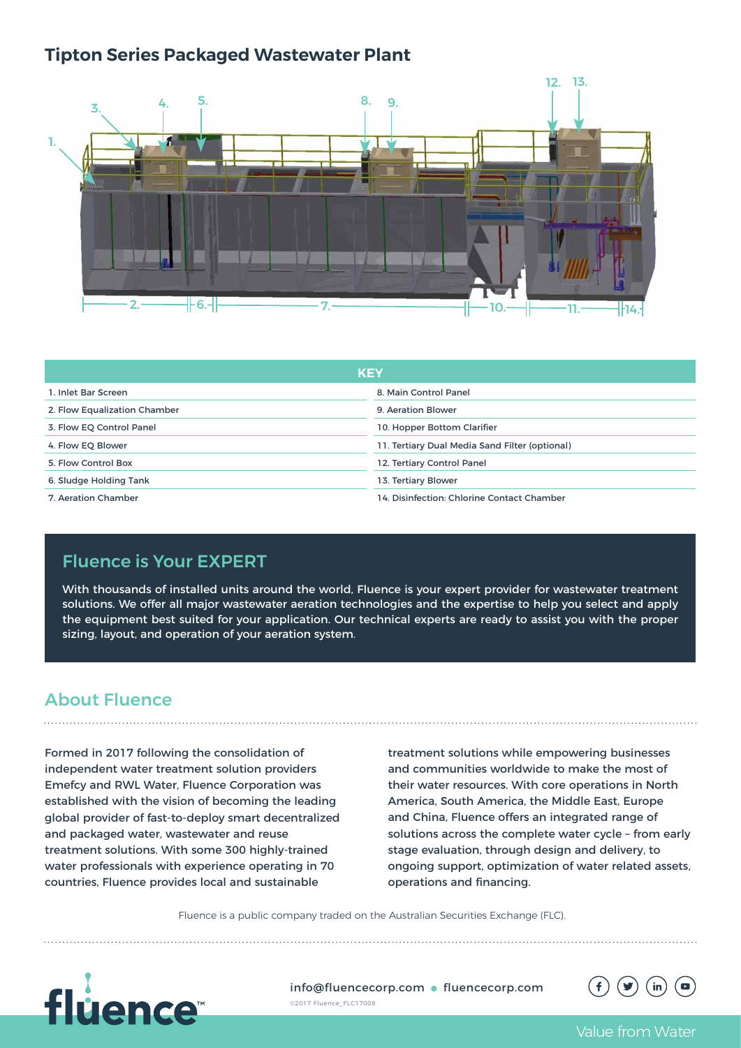## Tipton Series Packaged Wastewater Plant

1. 3. 4. 5. 8. 9. 12. 13.

2. 6. 7. 10. 11. 14.

| KEY | |
|---|---|
| 1. Inlet Bar Screen | 8. Main Control Panel |
| 2. Flow Equalization Chamber | 9. Aeration Blower |
| 3. Flow EQ Control Panel | 10. Hopper Bottom Clarifier |
| 4. Flow EQ Blower | 11. Tertiary Dual Media Sand Filter (optional) |
| 5. Flow Control Box | 12. Tertiary Control Panel |
| 6. Sludge Holding Tank | 13. Tertiary Blower |
| 7. Aeration Chamber | 14. Disinfection: Chlorine Contact Chamber |

## Fluence is Your EXPERT

With thousands of installed units around the world, Fluence is your expert provider for wastewater treatment solutions. We offer all major wastewater aeration technologies and the expertise to help you select and apply the equipment best suited for your application. Our technical experts are ready to assist you with the proper sizing, layout, and operation of your aeration system.

## About Fluence

Formed in 2017 following the consolidation of independent water treatment solution providers Emefcy and RWL Water, Fluence Corporation was established with the vision of becoming the leading global provider of fast-to-deploy smart decentralized and packaged water, wastewater and reuse treatment solutions. With some 300 highly-trained water professionals with experience operating in 70 countries, Fluence provides local and sustainable treatment solutions while empowering businesses and communities worldwide to make the most of their water resources. With core operations in North America, South America, the Middle East, Europe and China, Fluence offers an integrated range of solutions across the complete water cycle – from early stage evaluation, through design and delivery, to ongoing support, optimization of water related assets, operations and financing.

Fluence is a public company traded on the Australian Securities Exchange (FLC).

fluence™

info@fluencecorp.com • fluencecorp.com

©2017 Fluence_FLC17008

Value from Water